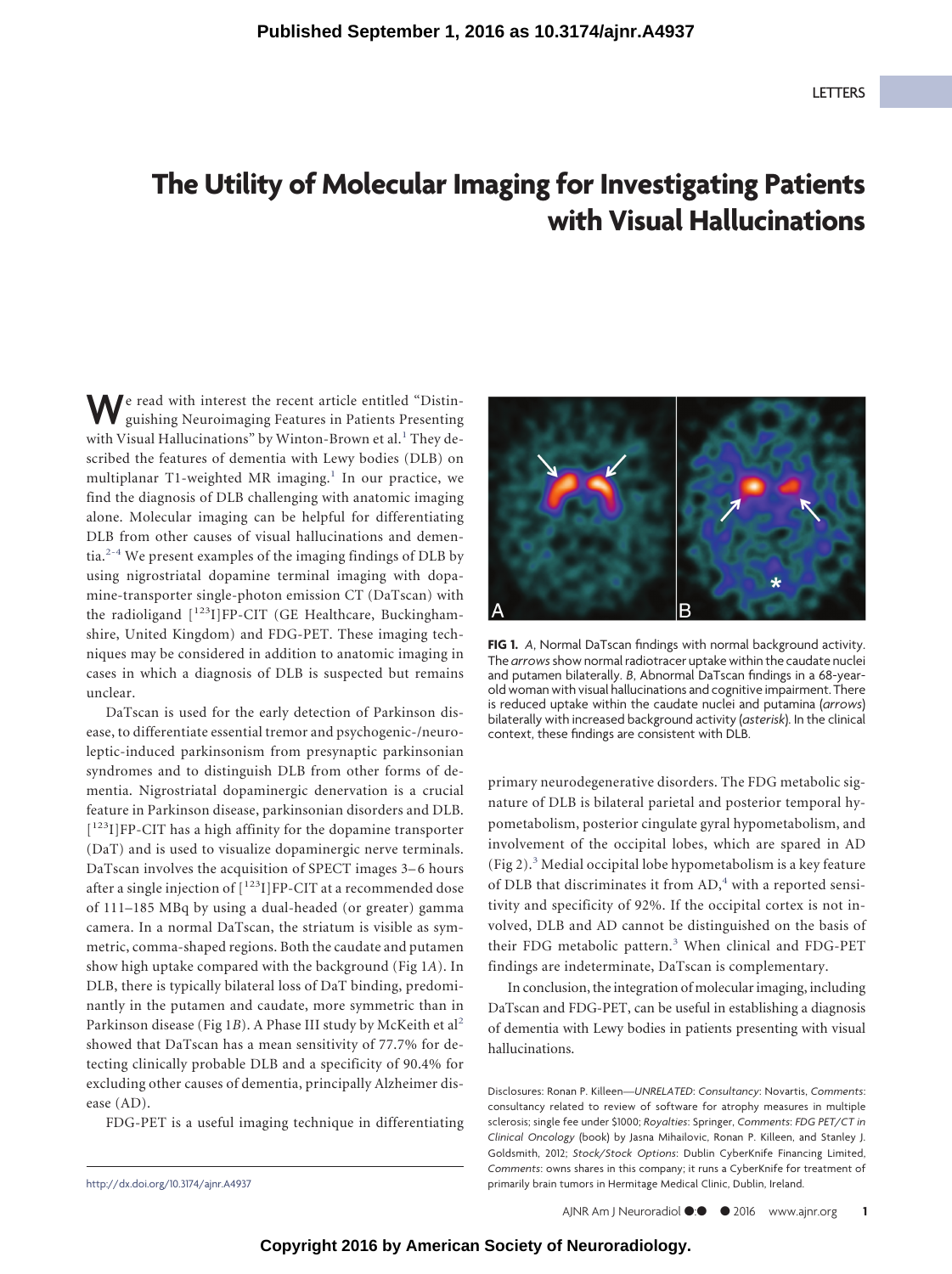# The Utility of Molecular Imaging for Investigating Patients with Visual Hallucinations

We read with interest the recent article entitled "Distinguishing Neuroimaging Features in Patients Presenting with Visual Hallucinations" by Winton-Brown et al.[1] They described the features of dementia with Lewy bodies (DLB) on multiplanar T1-weighted MR imaging.[1] In our practice, we find the diagnosis of DLB challenging with anatomic imaging alone. Molecular imaging can be helpful for differentiating DLB from other causes of visual hallucinations and dementia.[2-4] We present examples of the imaging findings of DLB by using nigrostriatal dopamine terminal imaging with dopamine-transporter single-photon emission CT (DaTscan) with the radioligand [$^{123}$I]FP-CIT (GE Healthcare, Buckinghamshire, United Kingdom) and FDG-PET. These imaging techniques may be considered in addition to anatomic imaging in cases in which a diagnosis of DLB is suspected but remains unclear.

DaTscan is used for the early detection of Parkinson disease, to differentiate essential tremor and psychogenic-/neuroleptic-induced parkinsonism from presynaptic parkinsonian syndromes and to distinguish DLB from other forms of dementia. Nigrostriatal dopaminergic denervation is a crucial feature in Parkinson disease, parkinsonian disorders and DLB. [$^{123}$I]FP-CIT has a high affinity for the dopamine transporter (DaT) and is used to visualize dopaminergic nerve terminals. DaTscan involves the acquisition of SPECT images 3–6 hours after a single injection of [$^{123}$I]FP-CIT at a recommended dose of 111–185 MBq by using a dual-headed (or greater) gamma camera. In a normal DaTscan, the striatum is visible as symmetric, comma-shaped regions. Both the caudate and putamen show high uptake compared with the background (Fig 1*A*). In DLB, there is typically bilateral loss of DaT binding, predominantly in the putamen and caudate, more symmetric than in Parkinson disease (Fig 1*B*). A Phase III study by McKeith et al[2] showed that DaTscan has a mean sensitivity of 77.7% for detecting clinically probable DLB and a specificity of 90.4% for excluding other causes of dementia, principally Alzheimer disease (AD).

**FIG 1.** *A*, Normal DaTscan findings with normal background activity. The *arrows* show normal radiotracer uptake within the caudate nuclei and putamen bilaterally. *B*, Abnormal DaTscan findings in a 68-year-old woman with visual hallucinations and cognitive impairment. There is reduced uptake within the caudate nuclei and putamina (*arrows*) bilaterally with increased background activity (*asterisk*). In the clinical context, these findings are consistent with DLB.

FDG-PET is a useful imaging technique in differentiating primary neurodegenerative disorders. The FDG metabolic signature of DLB is bilateral parietal and posterior temporal hypometabolism, posterior cingulate gyral hypometabolism, and involvement of the occipital lobes, which are spared in AD (Fig 2).[3] Medial occipital lobe hypometabolism is a key feature of DLB that discriminates it from AD,[4] with a reported sensitivity and specificity of 92%. If the occipital cortex is not involved, DLB and AD cannot be distinguished on the basis of their FDG metabolic pattern.[3] When clinical and FDG-PET findings are indeterminate, DaTscan is complementary.

In conclusion, the integration of molecular imaging, including DaTscan and FDG-PET, can be useful in establishing a diagnosis of dementia with Lewy bodies in patients presenting with visual hallucinations.

Disclosures: Ronan P. Killeen—*UNRELATED*: *Consultancy*: Novartis, *Comments*: consultancy related to review of software for atrophy measures in multiple sclerosis; single fee under $1000; *Royalties*: Springer, *Comments*: *FDG PET/CT in Clinical Oncology* (book) by Jasna Mihailovic, Ronan P. Killeen, and Stanley J. Goldsmith, 2012; *Stock/Stock Options*: Dublin CyberKnife Financing Limited, *Comments*: owns shares in this company; it runs a CyberKnife for treatment of primarily brain tumors in Hermitage Medical Clinic, Dublin, Ireland.

http://dx.doi.org/10.3174/ajnr.A4937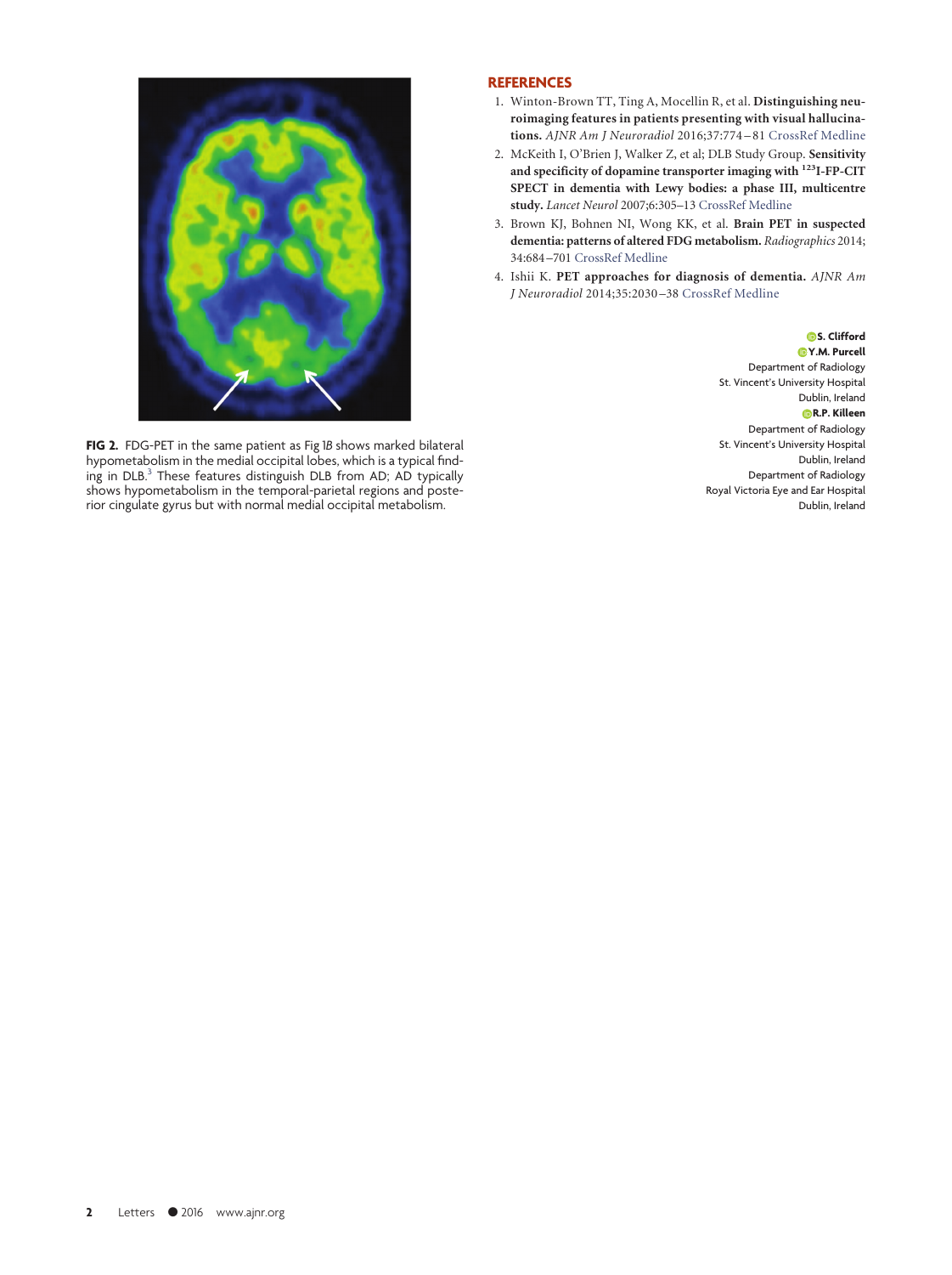**FIG 2.** FDG-PET in the same patient as Fig 1*B* shows marked bilateral hypometabolism in the medial occipital lobes, which is a typical finding in DLB.[3] These features distinguish DLB from AD; AD typically shows hypometabolism in the temporal-parietal regions and posterior cingulate gyrus but with normal medial occipital metabolism.

## REFERENCES

1. Winton-Brown TT, Ting A, Mocellin R, et al. **Distinguishing neuroimaging features in patients presenting with visual hallucinations.** *AJNR Am J Neuroradiol* 2016;37:774–81 CrossRef Medline
2. McKeith I, O'Brien J, Walker Z, et al; DLB Study Group. **Sensitivity and specificity of dopamine transporter imaging with $^{123}$I-FP-CIT SPECT in dementia with Lewy bodies: a phase III, multicentre study.** *Lancet Neurol* 2007;6:305–13 CrossRef Medline
3. Brown KJ, Bohnen NI, Wong KK, et al. **Brain PET in suspected dementia: patterns of altered FDG metabolism.** *Radiographics* 2014;34:684–701 CrossRef Medline
4. Ishii K. **PET approaches for diagnosis of dementia.** *AJNR Am J Neuroradiol* 2014;35:2030–38 CrossRef Medline

**S. Clifford**
**Y.M. Purcell**
Department of Radiology
St. Vincent's University Hospital
Dublin, Ireland
**R.P. Killeen**
Department of Radiology
St. Vincent's University Hospital
Dublin, Ireland
Department of Radiology
Royal Victoria Eye and Ear Hospital
Dublin, Ireland